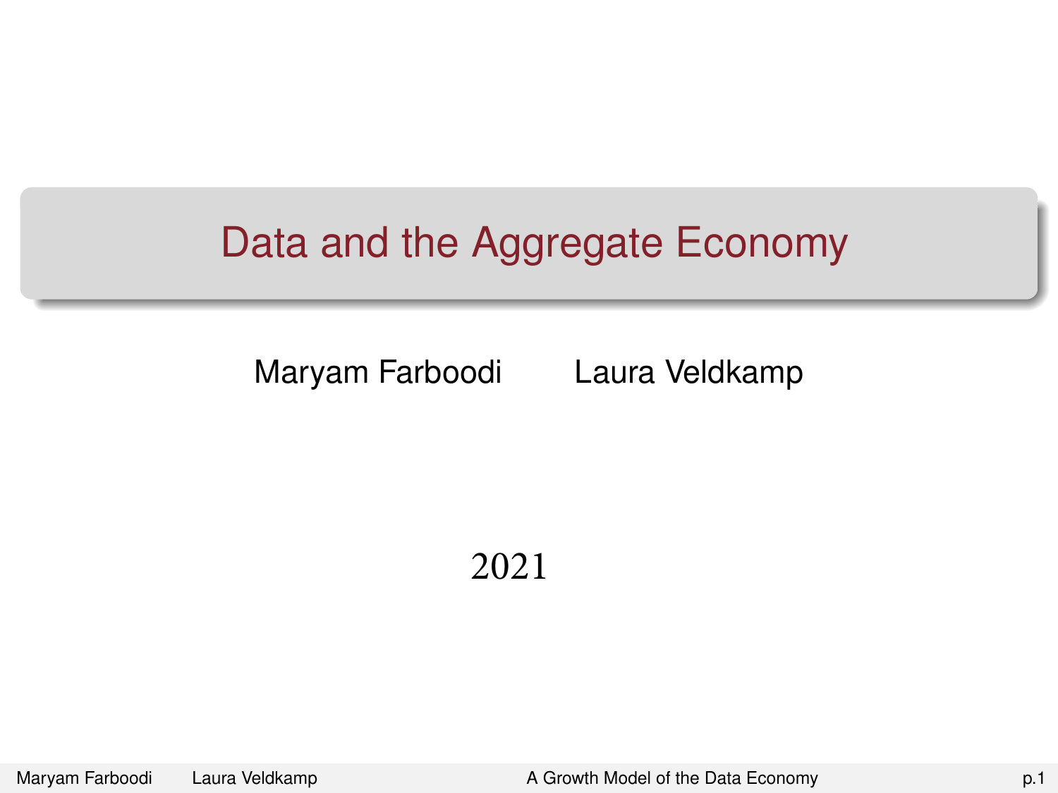# Data and the Aggregate Economy

Maryam Farboodi Laura Veldkamp

2021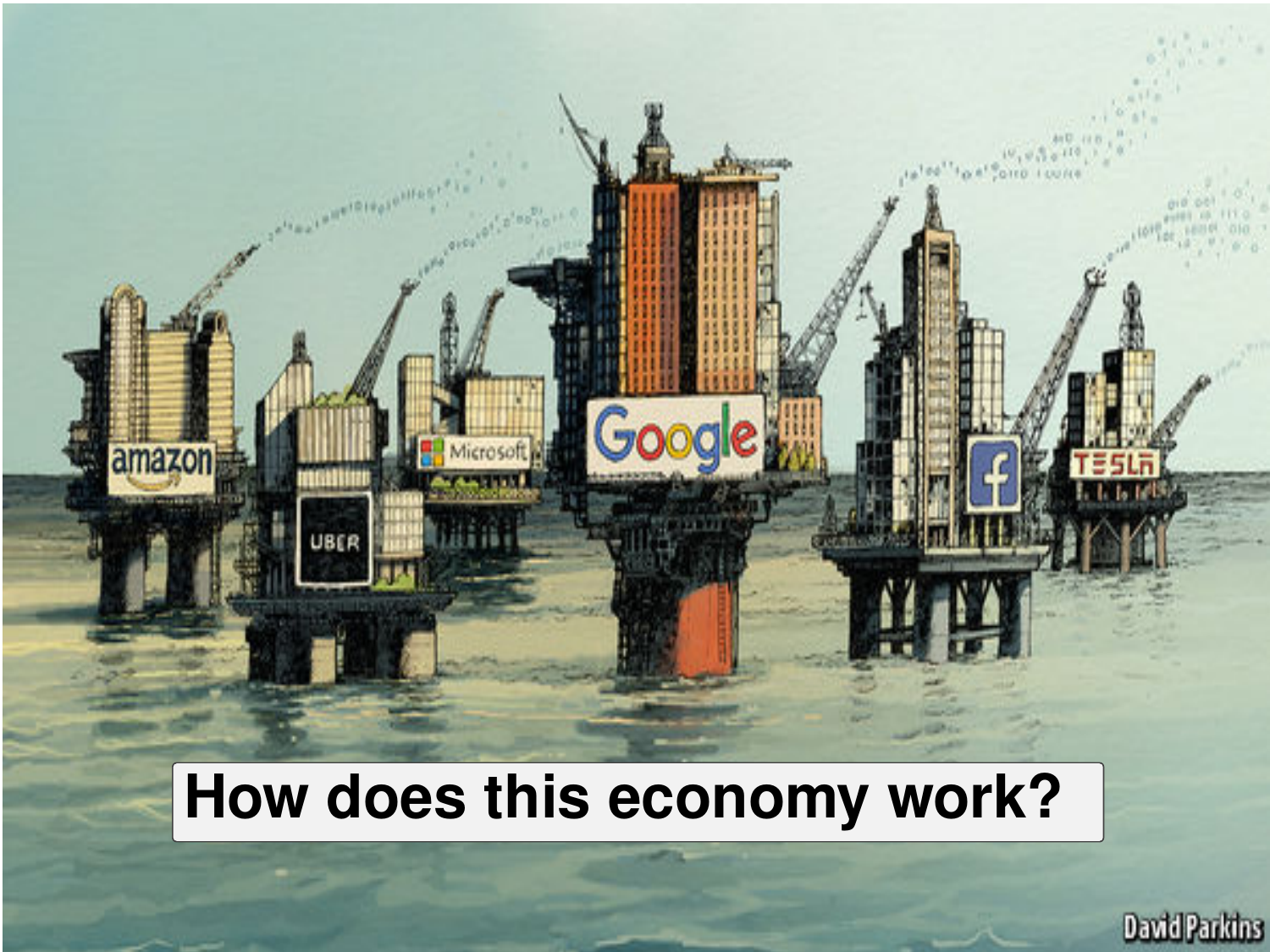**How does this economy work?**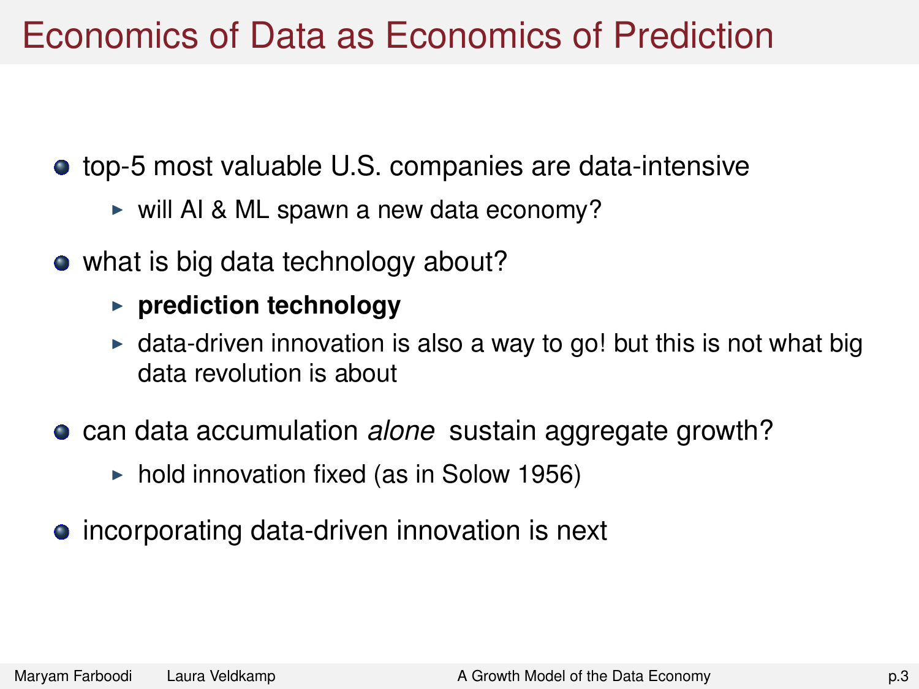# Economics of Data as Economics of Prediction

- top-5 most valuable U.S. companies are data-intensive
  - will AI & ML spawn a new data economy?
- what is big data technology about?
  - **prediction technology**
  - data-driven innovation is also a way to go! but this is not what big data revolution is about
- can data accumulation *alone* sustain aggregate growth?
  - hold innovation fixed (as in Solow 1956)
- incorporating data-driven innovation is next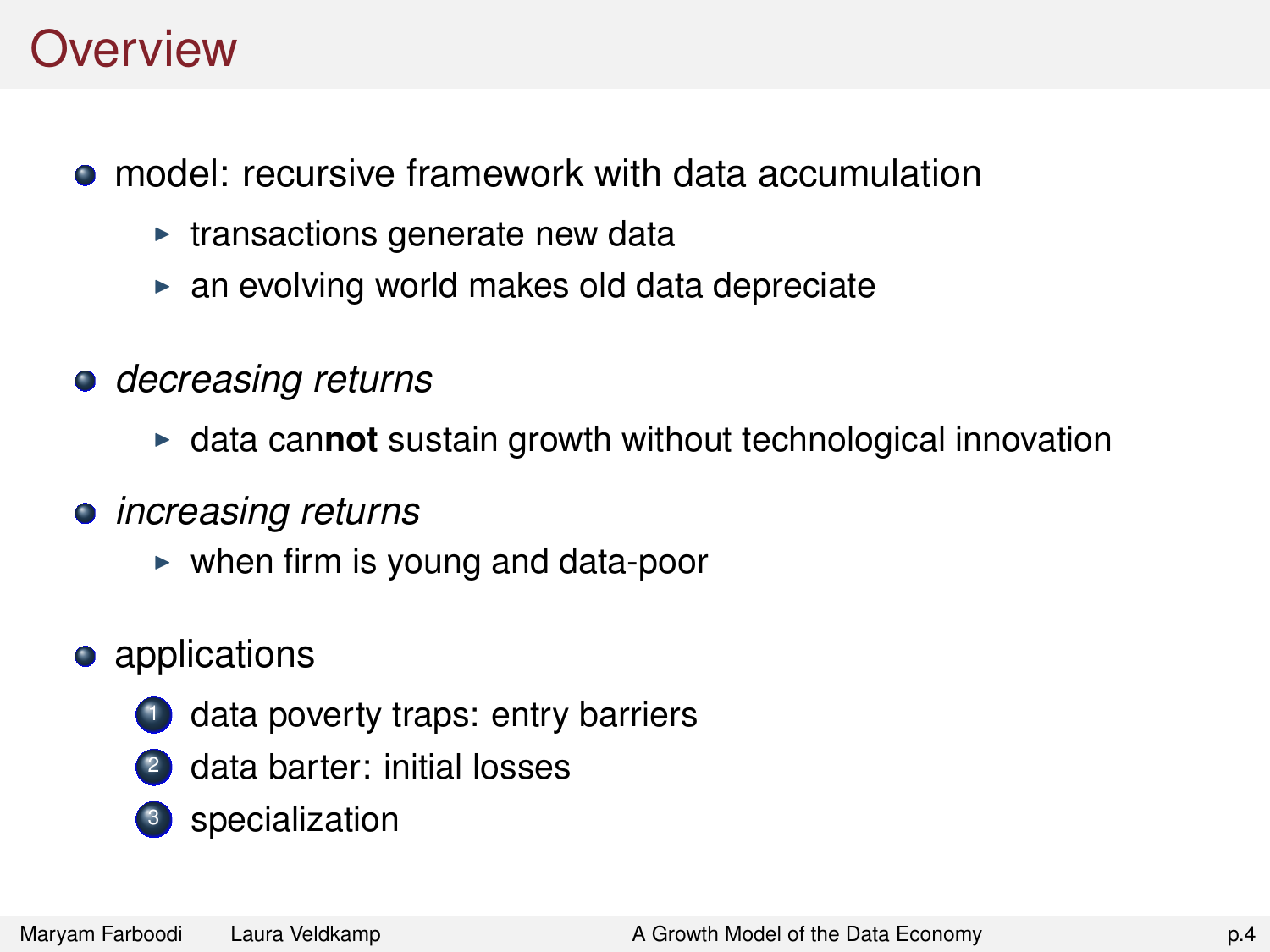# Overview

- model: recursive framework with data accumulation
  - transactions generate new data
  - an evolving world makes old data depreciate
- *decreasing returns*
  - data can**not** sustain growth without technological innovation
- *increasing returns*
  - when firm is young and data-poor
- applications
  1. data poverty traps: entry barriers
  2. data barter: initial losses
  3. specialization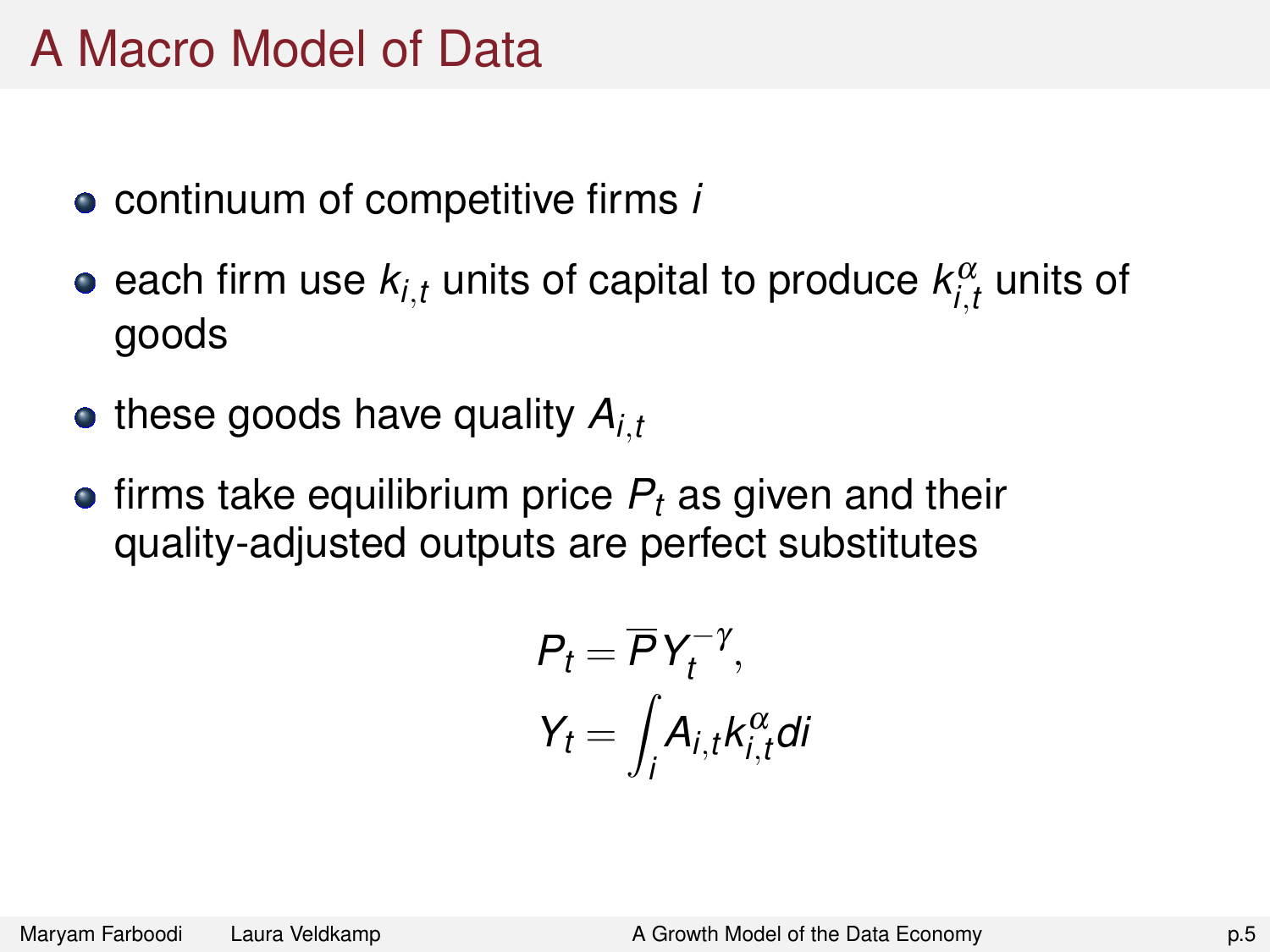# A Macro Model of Data

- continuum of competitive firms $i$
- each firm use $k_{i,t}$ units of capital to produce $k_{i,t}^{\alpha}$ units of goods
- these goods have quality $A_{i,t}$
- firms take equilibrium price $P_t$ as given and their quality-adjusted outputs are perfect substitutes

$$
\begin{aligned}
P_t &= \overline{P} Y_t^{-\gamma}, \\
Y_t &= \int_i A_{i,t} k_{i,t}^{\alpha} di
\end{aligned}
$$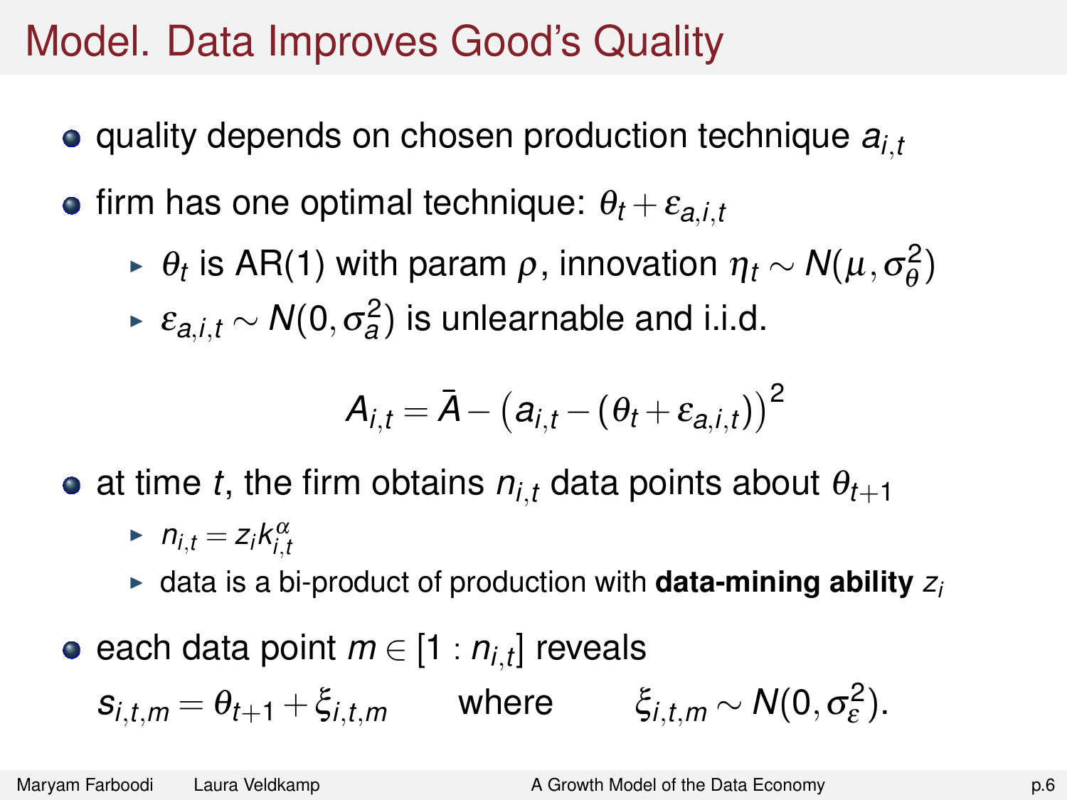# Model. Data Improves Good's Quality

- quality depends on chosen production technique $a_{i,t}$
- firm has one optimal technique: $\theta_t + \varepsilon_{a,i,t}$
  - $\theta_t$ is AR(1) with param $\rho$, innovation $\eta_t \sim N(\mu, \sigma_\theta^2)$
  - $\varepsilon_{a,i,t} \sim N(0, \sigma_a^2)$ is unlearnable and i.i.d.

$$A_{i,t} = \bar{A} - \left(a_{i,t} - (\theta_t + \varepsilon_{a,i,t})\right)^2$$

- at time $t$, the firm obtains $n_{i,t}$ data points about $\theta_{t+1}$
  - $n_{i,t} = z_i k_{i,t}^{\alpha}$
  - data is a bi-product of production with **data-mining ability** $z_i$
- each data point $m \in [1 : n_{i,t}]$ reveals

$$s_{i,t,m} = \theta_{t+1} + \xi_{i,t,m} \qquad \text{where} \qquad \xi_{i,t,m} \sim N(0, \sigma_\varepsilon^2).$$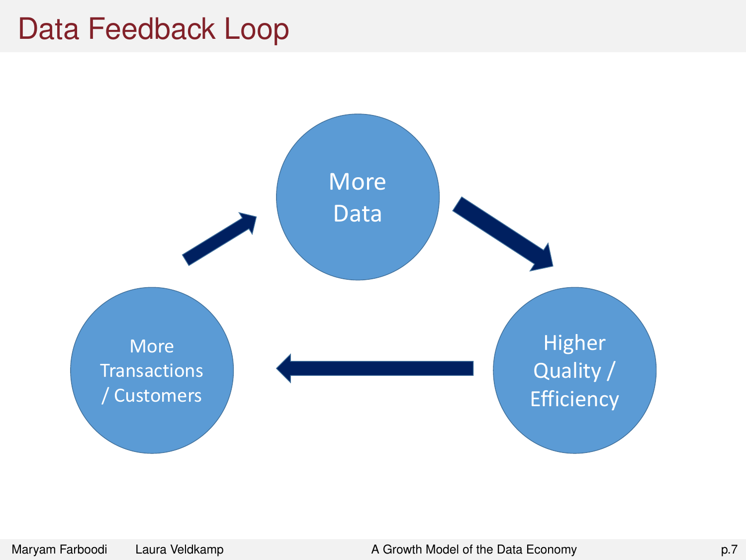# Data Feedback Loop

More Data

Higher Quality / Efficiency

More Transactions / Customers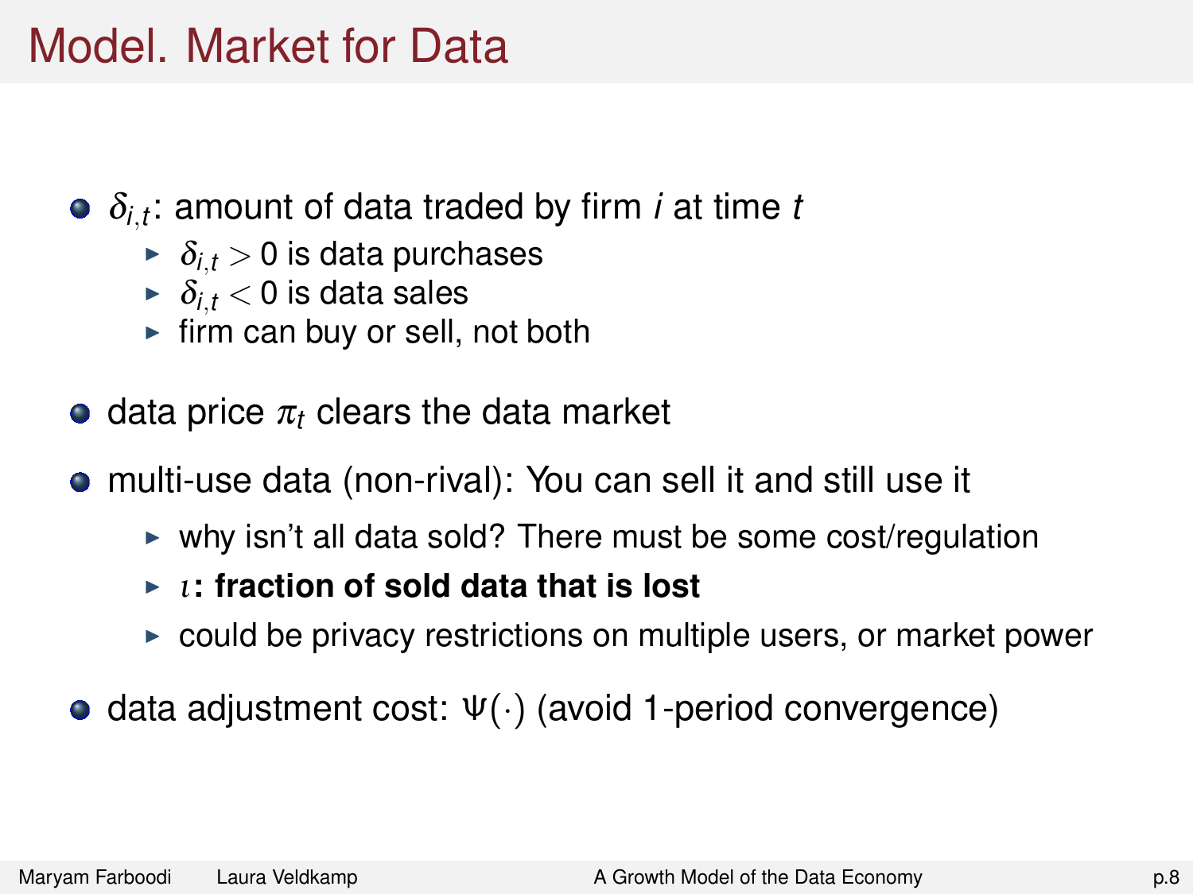# Model. Market for Data

- $\delta_{i,t}$: amount of data traded by firm $i$ at time $t$
  - $\delta_{i,t} > 0$ is data purchases
  - $\delta_{i,t} < 0$ is data sales
  - firm can buy or sell, not both
- data price $\pi_t$ clears the data market
- multi-use data (non-rival): You can sell it and still use it
  - why isn't all data sold? There must be some cost/regulation
  - **$\iota$: fraction of sold data that is lost**
  - could be privacy restrictions on multiple users, or market power
- data adjustment cost: $\Psi(\cdot)$ (avoid 1-period convergence)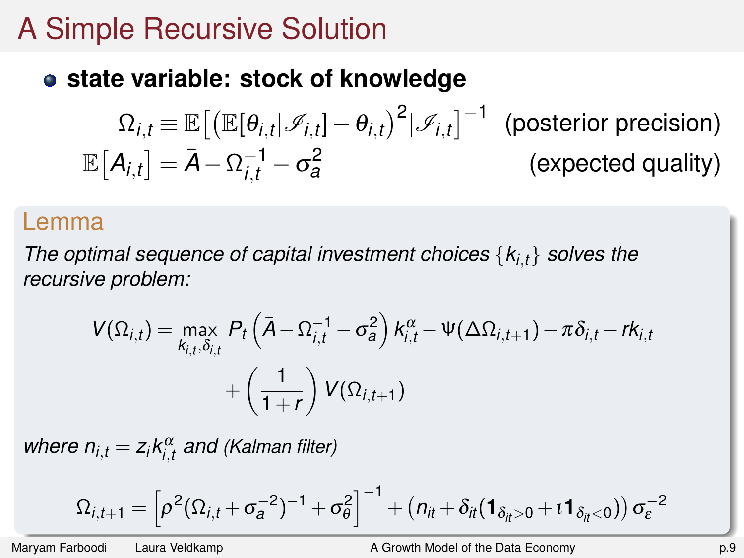# A Simple Recursive Solution

- **state variable: stock of knowledge**

$$\Omega_{i,t} \equiv \mathbb{E}\left[\left(\mathbb{E}[\theta_{i,t}|\mathscr{I}_{i,t}] - \theta_{i,t}\right)^2 | \mathscr{I}_{i,t}\right]^{-1} \quad \text{(posterior precision)}$$

$$\mathbb{E}\left[A_{i,t}\right] = \bar{A} - \Omega_{i,t}^{-1} - \sigma_a^2 \quad \text{(expected quality)}$$

**Lemma**

*The optimal sequence of capital investment choices $\{k_{i,t}\}$ solves the recursive problem:*

$$V(\Omega_{i,t}) = \max_{k_{i,t},\delta_{i,t}} P_t \left(\bar{A} - \Omega_{i,t}^{-1} - \sigma_a^2\right) k_{i,t}^{\alpha} - \Psi(\Delta\Omega_{i,t+1}) - \pi\delta_{i,t} - rk_{i,t} + \left(\frac{1}{1+r}\right) V(\Omega_{i,t+1})$$

*where $n_{i,t} = z_i k_{i,t}^{\alpha}$ and (Kalman filter)*

$$\Omega_{i,t+1} = \left[\rho^2(\Omega_{i,t} + \sigma_a^{-2})^{-1} + \sigma_\theta^2\right]^{-1} + \left(n_{it} + \delta_{it}(\mathbf{1}_{\delta_{it}>0} + \iota\mathbf{1}_{\delta_{it}<0})\right)\sigma_\varepsilon^{-2}$$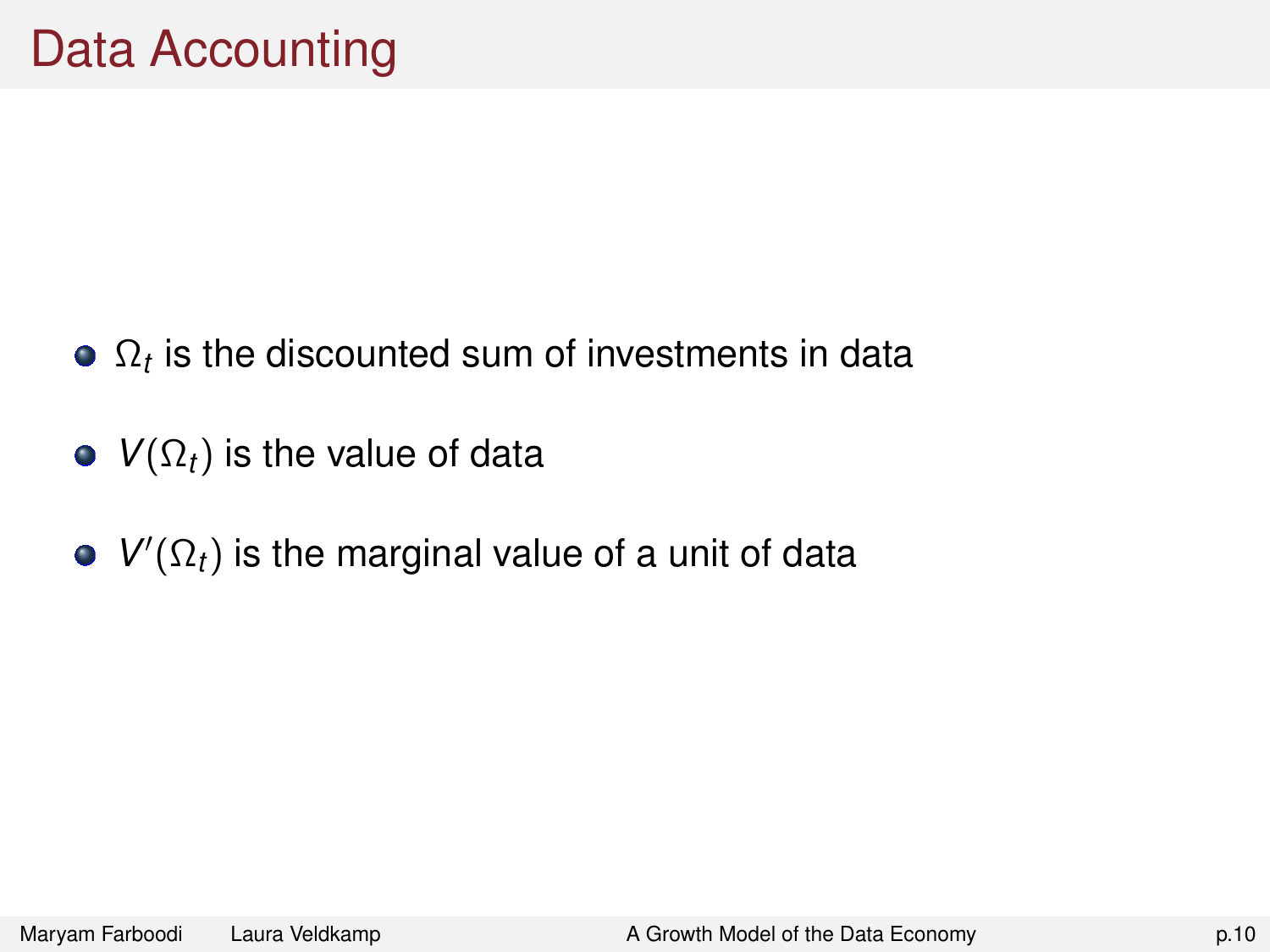# Data Accounting

- $\Omega_t$ is the discounted sum of investments in data
- $V(\Omega_t)$ is the value of data
- $V'(\Omega_t)$ is the marginal value of a unit of data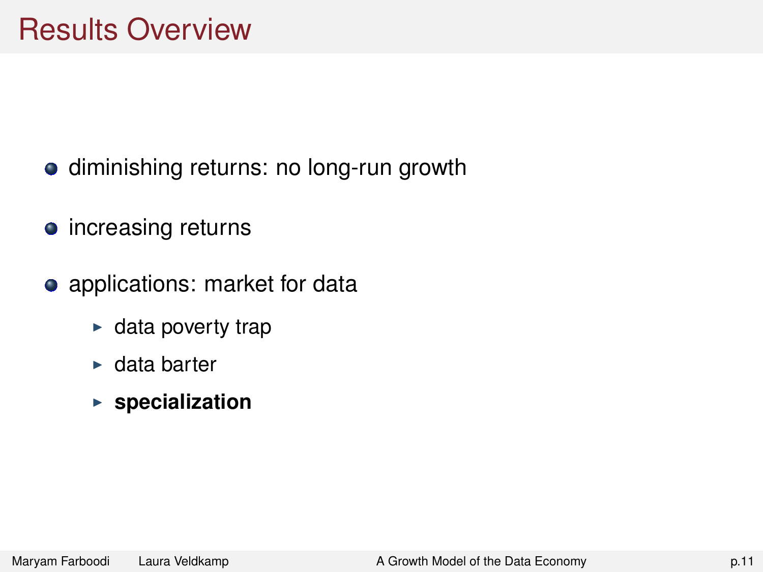# Results Overview

- diminishing returns: no long-run growth
- increasing returns
- applications: market for data
  - data poverty trap
  - data barter
  - **specialization**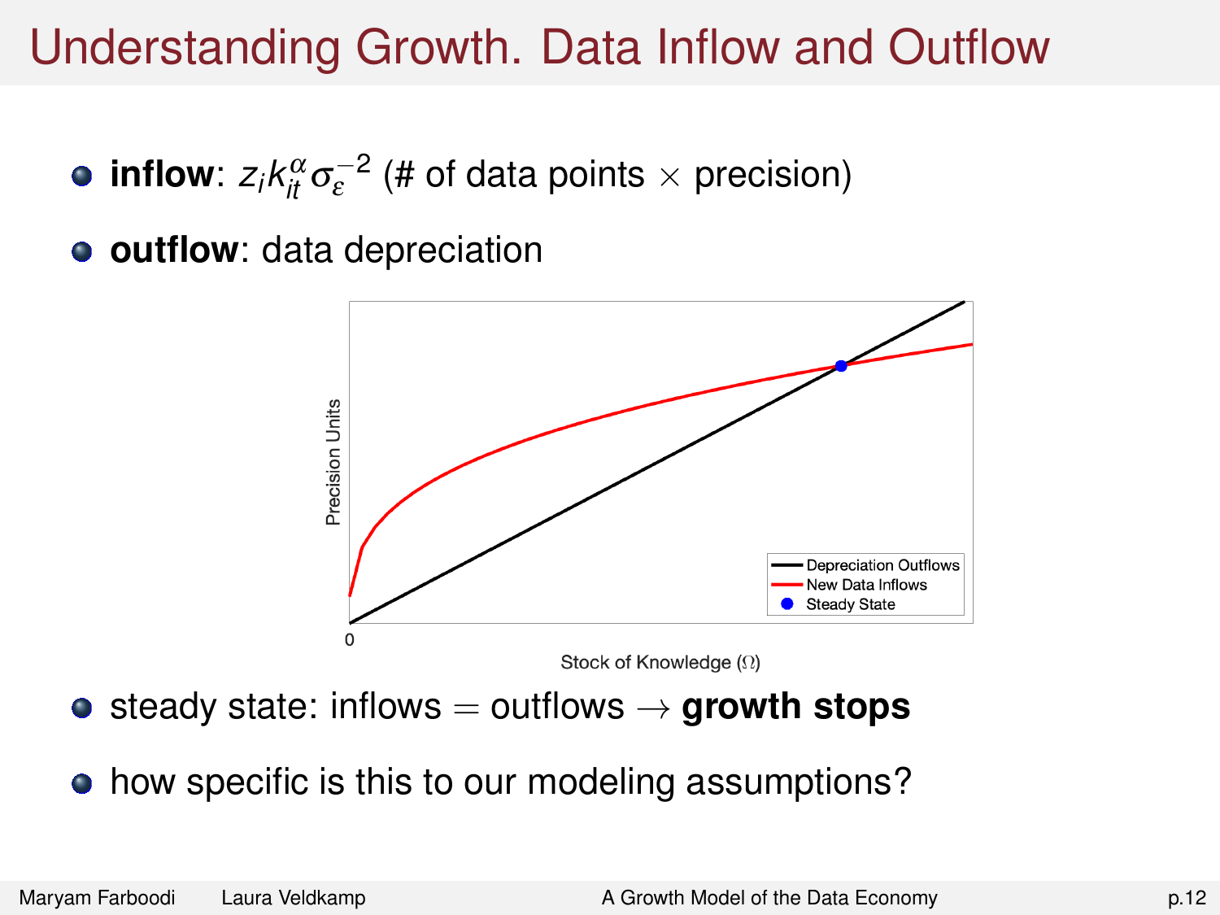# Understanding Growth. Data Inflow and Outflow

- **inflow**: $z_i k_{it}^{\alpha} \sigma_{\varepsilon}^{-2}$ (# of data points $\times$ precision)
- **outflow**: data depreciation

- steady state: inflows $=$ outflows $\rightarrow$ **growth stops**
- how specific is this to our modeling assumptions?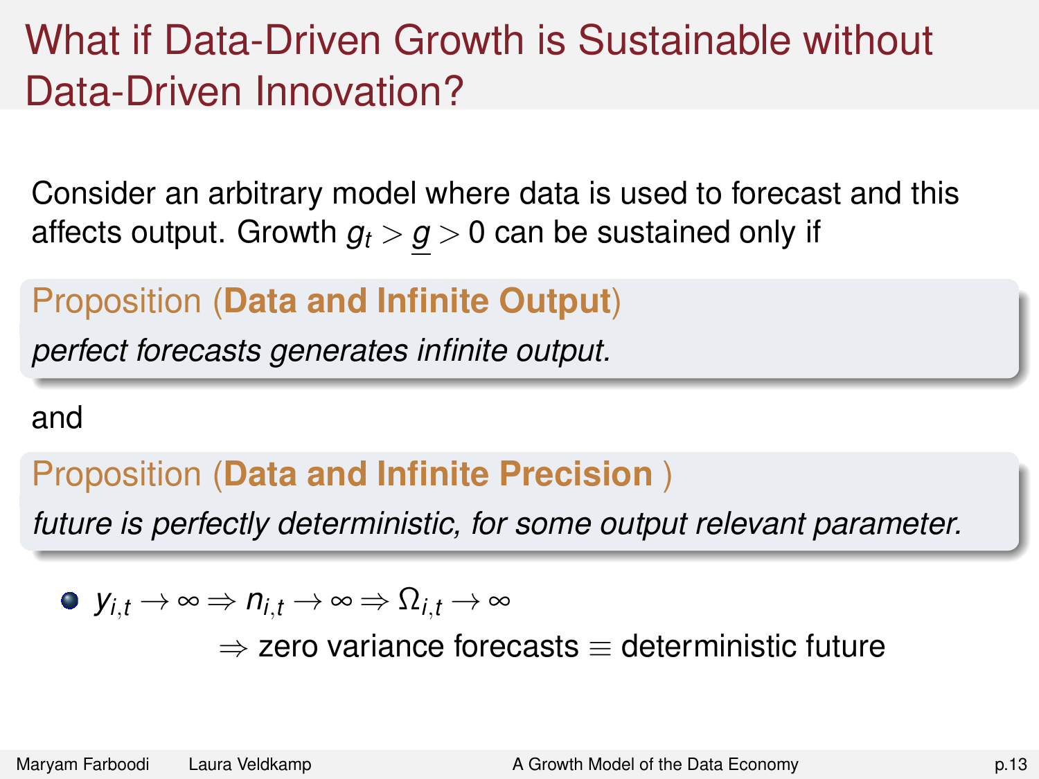# What if Data-Driven Growth is Sustainable without Data-Driven Innovation?

Consider an arbitrary model where data is used to forecast and this affects output. Growth $g_t > \underline{g} > 0$ can be sustained only if

**Proposition (Data and Infinite Output)**

*perfect forecasts generates infinite output.*

and

**Proposition (Data and Infinite Precision )**

*future is perfectly deterministic, for some output relevant parameter.*

- $y_{i,t} \to \infty \Rightarrow n_{i,t} \to \infty \Rightarrow \Omega_{i,t} \to \infty$

  $\Rightarrow$ zero variance forecasts $\equiv$ deterministic future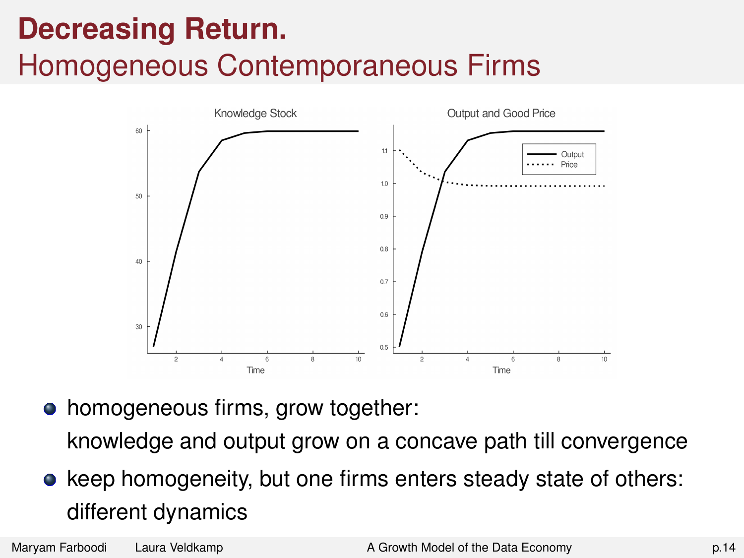# Decreasing Return.

## Homogeneous Contemporaneous Firms

- homogeneous firms, grow together:
  knowledge and output grow on a concave path till convergence
- keep homogeneity, but one firms enters steady state of others:
  different dynamics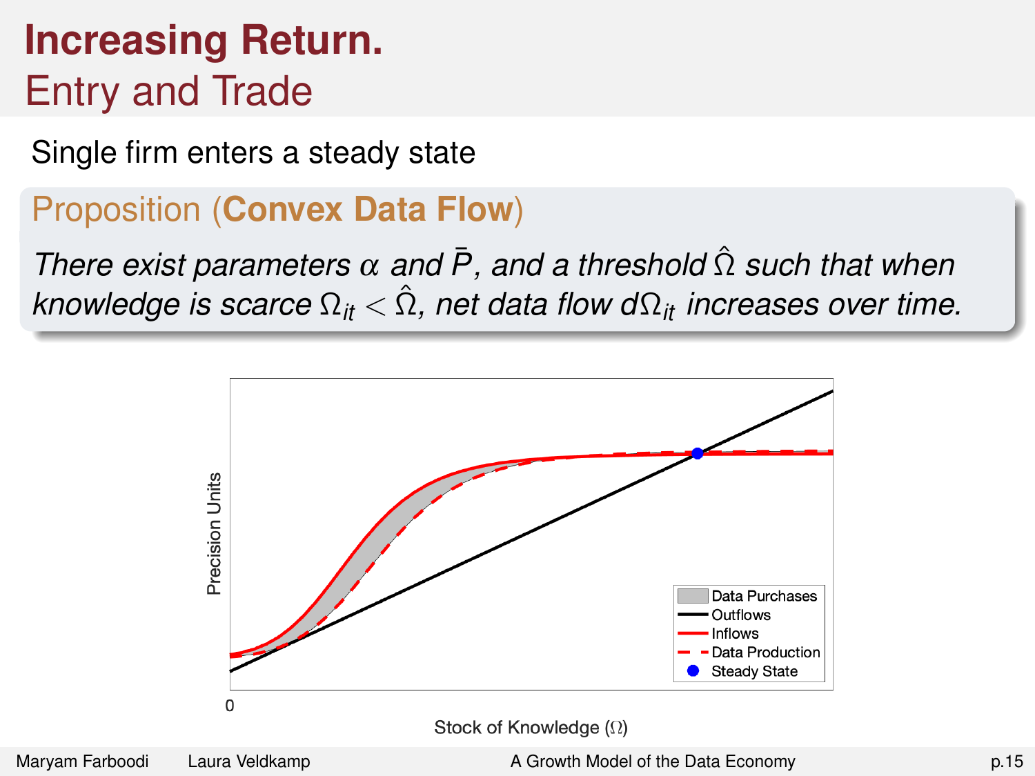# Increasing Return.

## Entry and Trade

Single firm enters a steady state

### Proposition (**Convex Data Flow**)

*There exist parameters $\alpha$ and $\bar{P}$, and a threshold $\hat{\Omega}$ such that when knowledge is scarce $\Omega_{it} < \hat{\Omega}$, net data flow $d\Omega_{it}$ increases over time.*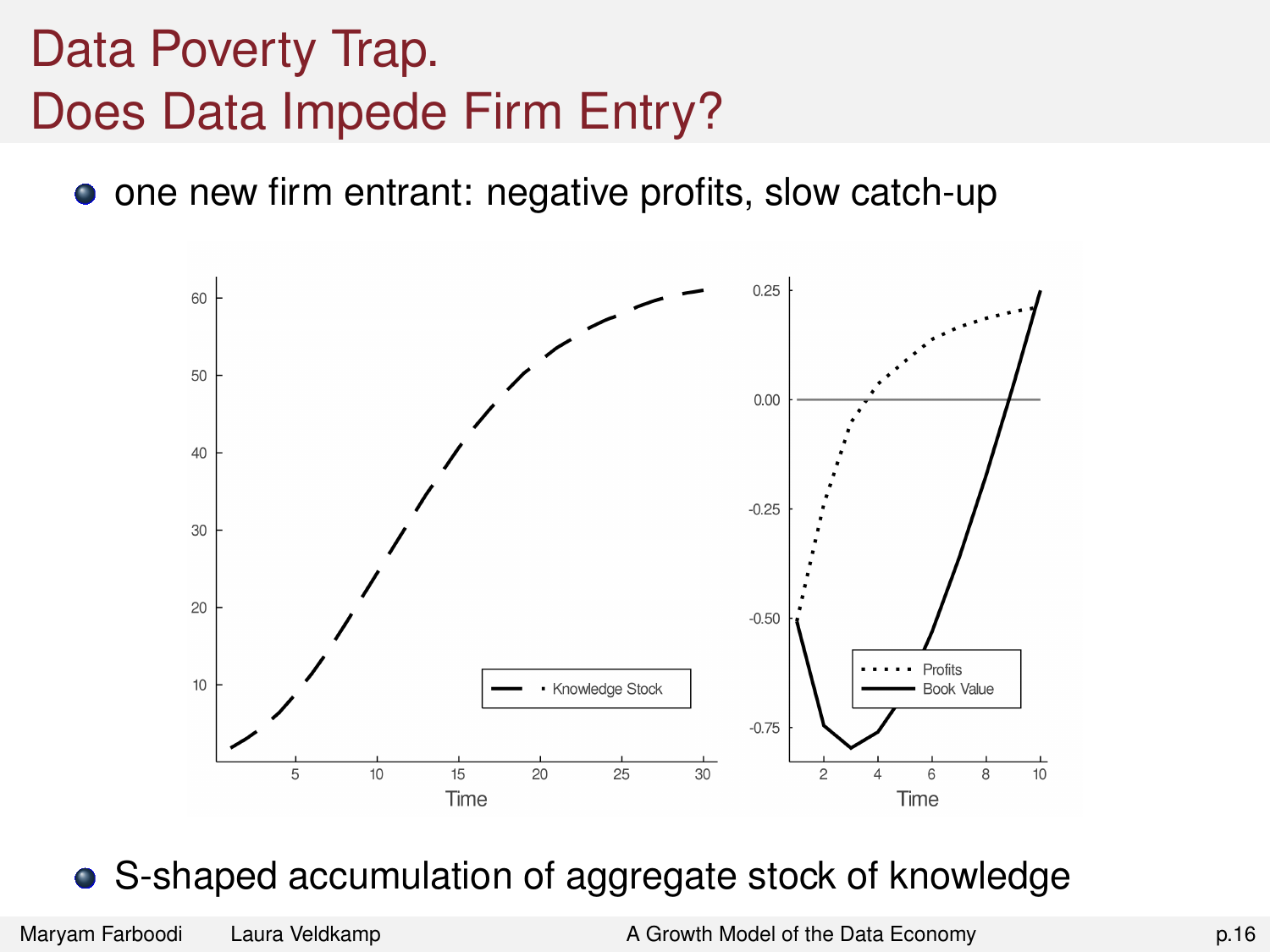# Data Poverty Trap.
# Does Data Impede Firm Entry?

- one new firm entrant: negative profits, slow catch-up

- S-shaped accumulation of aggregate stock of knowledge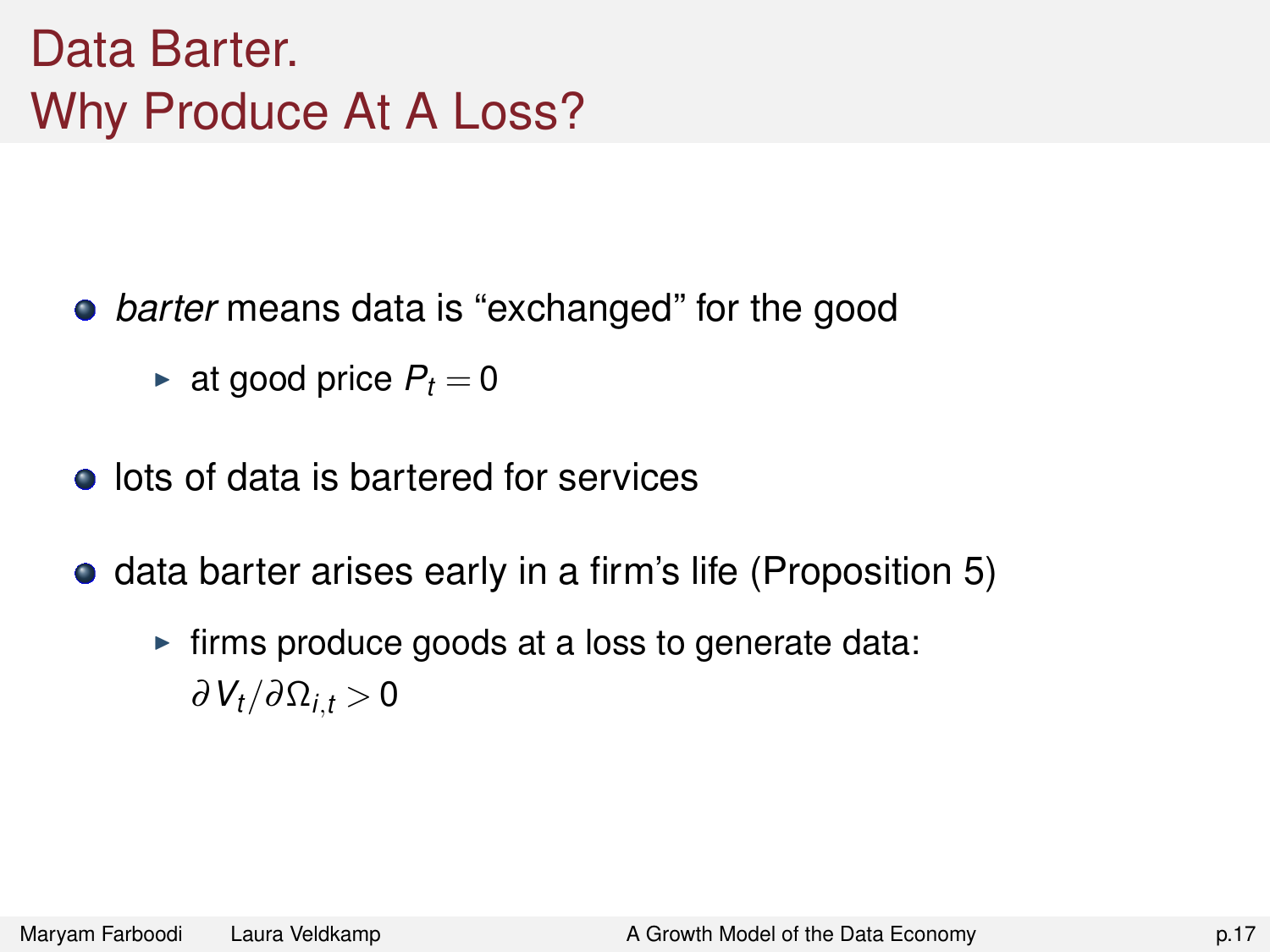# Data Barter.
# Why Produce At A Loss?

- *barter* means data is "exchanged" for the good
  - at good price $P_t = 0$
- lots of data is bartered for services
- data barter arises early in a firm's life (Proposition 5)
  - firms produce goods at a loss to generate data: $\partial V_t / \partial \Omega_{i,t} > 0$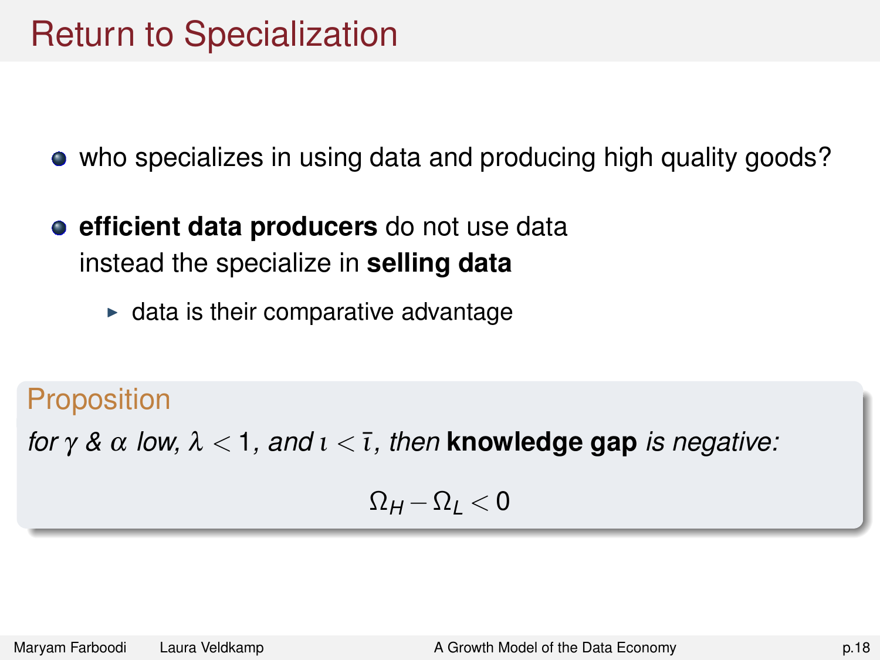# Return to Specialization

- who specializes in using data and producing high quality goods?
- **efficient data producers** do not use data
  instead the specialize in **selling data**
  - data is their comparative advantage

**Proposition**

*for $\gamma$ & $\alpha$ low, $\lambda < 1$, and $\iota < \bar{\iota}$, then* **knowledge gap** *is negative:*

$$\Omega_H - \Omega_L < 0$$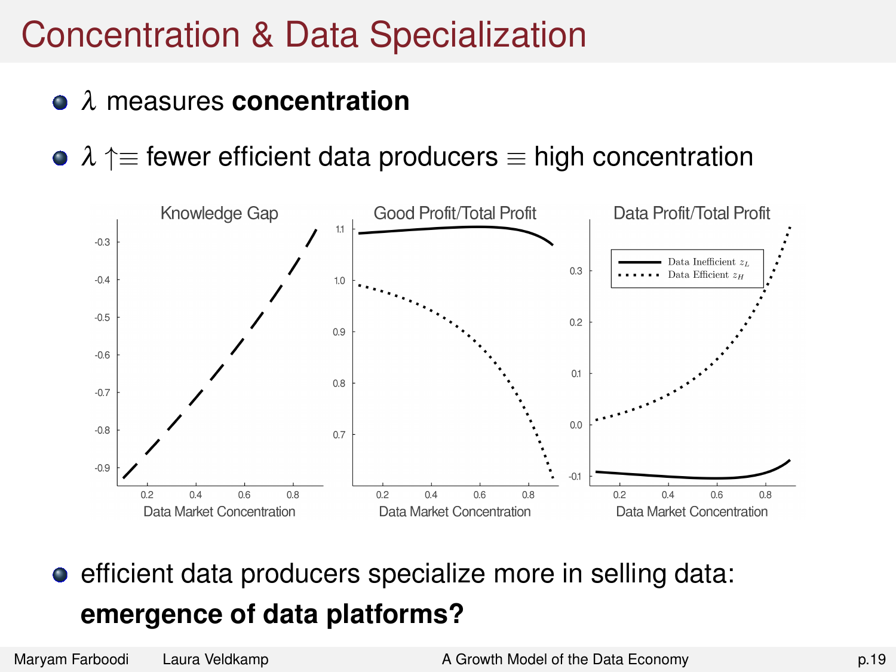# Concentration & Data Specialization

- $\lambda$ measures **concentration**
- $\lambda \uparrow \equiv$ fewer efficient data producers $\equiv$ high concentration

- efficient data producers specialize more in selling data: **emergence of data platforms?**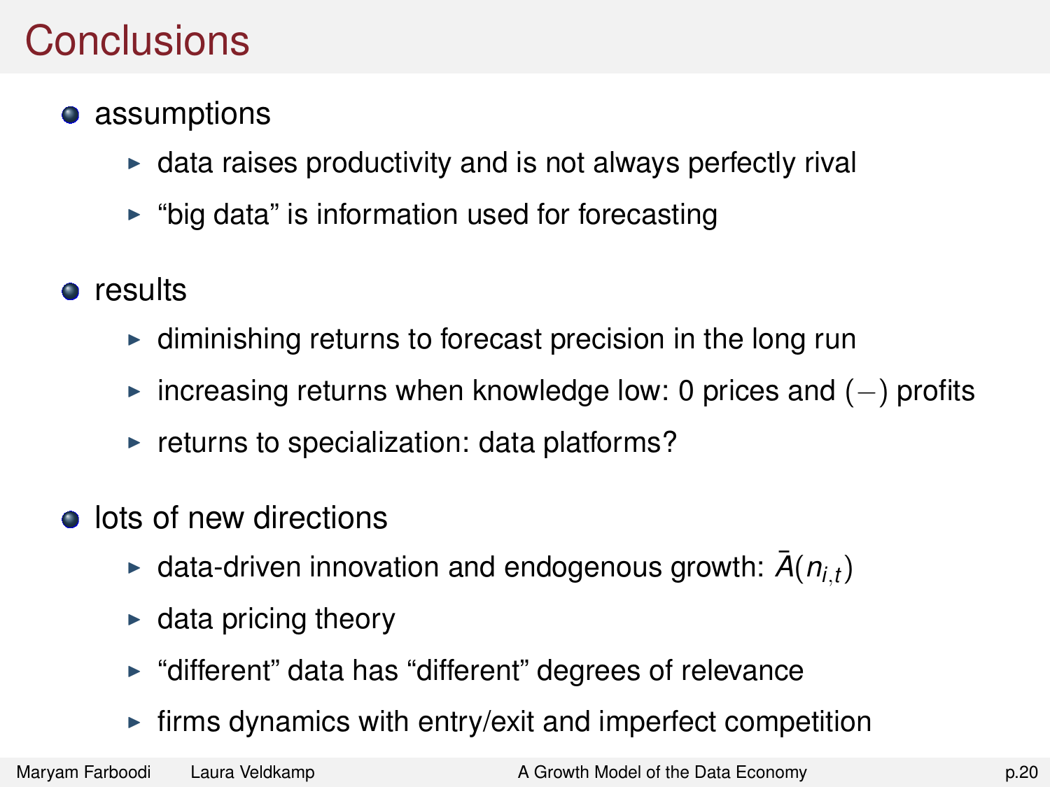# Conclusions

- assumptions
  - data raises productivity and is not always perfectly rival
  - "big data" is information used for forecasting
- results
  - diminishing returns to forecast precision in the long run
  - increasing returns when knowledge low: 0 prices and $(-)$ profits
  - returns to specialization: data platforms?
- lots of new directions
  - data-driven innovation and endogenous growth: $\bar{A}(n_{i,t})$
  - data pricing theory
  - "different" data has "different" degrees of relevance
  - firms dynamics with entry/exit and imperfect competition